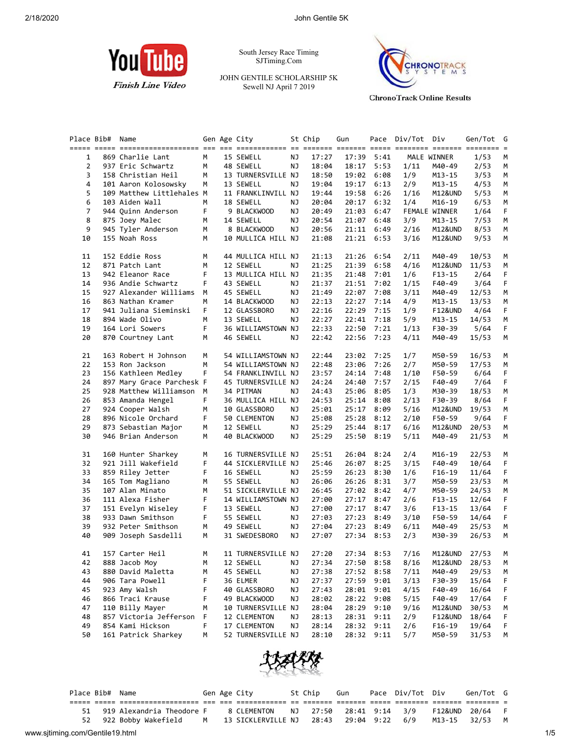South Jersey Race Timing
SJTiming.Com

JOHN GENTILE SCHOLARSHIP 5K
Sewell NJ April 7 2019

YouTube Finish Line Video

ChronoTrack Online Results

| Place | Bib# | Name | Gen | Age | City | St | Chip | Gun | Pace | Div/Tot | Div | Gen/Tot | G |
|---|---|---|---|---|---|---|---|---|---|---|---|---|---|
| 1 | 869 | Charlie Lant | M | 15 | SEWELL | NJ | 17:27 | 17:39 | 5:41 | MALE WINNER | | 1/53 | M |
| 2 | 937 | Eric Schwartz | M | 48 | SEWELL | NJ | 18:04 | 18:17 | 5:53 | 1/11 | M40-49 | 2/53 | M |
| 3 | 158 | Christian Heil | M | 13 | TURNERSVILLE | NJ | 18:50 | 19:02 | 6:08 | 1/9 | M13-15 | 3/53 | M |
| 4 | 101 | Aaron Kolosowsky | M | 13 | SEWELL | NJ | 19:04 | 19:17 | 6:13 | 2/9 | M13-15 | 4/53 | M |
| 5 | 109 | Matthew Littlehales | M | 11 | FRANKLINVILL | NJ | 19:44 | 19:58 | 6:26 | 1/16 | M12&UND | 5/53 | M |
| 6 | 103 | Aiden Wall | M | 18 | SEWELL | NJ | 20:04 | 20:17 | 6:32 | 1/4 | M16-19 | 6/53 | M |
| 7 | 944 | Quinn Anderson | F | 9 | BLACKWOOD | NJ | 20:49 | 21:03 | 6:47 | FEMALE WINNER | | 1/64 | F |
| 8 | 875 | Joey Malec | M | 14 | SEWELL | NJ | 20:54 | 21:07 | 6:48 | 3/9 | M13-15 | 7/53 | M |
| 9 | 945 | Tyler Anderson | M | 8 | BLACKWOOD | NJ | 20:56 | 21:11 | 6:49 | 2/16 | M12&UND | 8/53 | M |
| 10 | 155 | Noah Ross | M | 10 | MULLICA HILL | NJ | 21:08 | 21:21 | 6:53 | 3/16 | M12&UND | 9/53 | M |
| 11 | 152 | Eddie Ross | M | 44 | MULLICA HILL | NJ | 21:13 | 21:26 | 6:54 | 2/11 | M40-49 | 10/53 | M |
| 12 | 871 | Patch Lant | M | 12 | SEWELL | NJ | 21:25 | 21:39 | 6:58 | 4/16 | M12&UND | 11/53 | M |
| 13 | 942 | Eleanor Race | F | 13 | MULLICA HILL | NJ | 21:35 | 21:48 | 7:01 | 1/6 | F13-15 | 2/64 | F |
| 14 | 936 | Andie Schwartz | F | 43 | SEWELL | NJ | 21:37 | 21:51 | 7:02 | 1/15 | F40-49 | 3/64 | F |
| 15 | 927 | Alexander Williams | M | 45 | SEWELL | NJ | 21:49 | 22:07 | 7:08 | 3/11 | M40-49 | 12/53 | M |
| 16 | 863 | Nathan Kramer | M | 14 | BLACKWOOD | NJ | 22:13 | 22:27 | 7:14 | 4/9 | M13-15 | 13/53 | M |
| 17 | 941 | Juliana Sieminski | F | 12 | GLASSBORO | NJ | 22:16 | 22:29 | 7:15 | 1/9 | F12&UND | 4/64 | F |
| 18 | 894 | Wade Olivo | M | 13 | SEWELL | NJ | 22:27 | 22:41 | 7:18 | 5/9 | M13-15 | 14/53 | M |
| 19 | 164 | Lori Sowers | F | 36 | WILLIAMSTOWN | NJ | 22:33 | 22:50 | 7:21 | 1/13 | F30-39 | 5/64 | F |
| 20 | 870 | Courtney Lant | M | 46 | SEWELL | NJ | 22:42 | 22:56 | 7:23 | 4/11 | M40-49 | 15/53 | M |
| 21 | 163 | Robert H Johnson | M | 54 | WILLIAMSTOWN | NJ | 22:44 | 23:02 | 7:25 | 1/7 | M50-59 | 16/53 | M |
| 22 | 153 | Ron Jackson | M | 54 | WILLIAMSTOWN | NJ | 22:48 | 23:06 | 7:26 | 2/7 | M50-59 | 17/53 | M |
| 23 | 156 | Kathleen Medley | F | 54 | FRANKLINVILL | NJ | 23:57 | 24:14 | 7:48 | 1/10 | F50-59 | 6/64 | F |
| 24 | 897 | Mary Grace Parchesk | F | 45 | TURNERSVILLE | NJ | 24:24 | 24:40 | 7:57 | 2/15 | F40-49 | 7/64 | F |
| 25 | 928 | Matthew Williamson | M | 34 | PITMAN | NJ | 24:43 | 25:06 | 8:05 | 1/3 | M30-39 | 18/53 | M |
| 26 | 853 | Amanda Hengel | F | 36 | MULLICA HILL | NJ | 24:53 | 25:14 | 8:08 | 2/13 | F30-39 | 8/64 | F |
| 27 | 924 | Cooper Walsh | M | 10 | GLASSBORO | NJ | 25:01 | 25:17 | 8:09 | 5/16 | M12&UND | 19/53 | M |
| 28 | 896 | Nicole Orchard | F | 50 | CLEMENTON | NJ | 25:08 | 25:28 | 8:12 | 2/10 | F50-59 | 9/64 | F |
| 29 | 873 | Sebastian Major | M | 12 | SEWELL | NJ | 25:29 | 25:44 | 8:17 | 6/16 | M12&UND | 20/53 | M |
| 30 | 946 | Brian Anderson | M | 40 | BLACKWOOD | NJ | 25:29 | 25:50 | 8:19 | 5/11 | M40-49 | 21/53 | M |
| 31 | 160 | Hunter Sharkey | M | 16 | TURNERSVILLE | NJ | 25:51 | 26:04 | 8:24 | 2/4 | M16-19 | 22/53 | M |
| 32 | 921 | Jill Wakefield | F | 44 | SICKLERVILLE | NJ | 25:46 | 26:07 | 8:25 | 3/15 | F40-49 | 10/64 | F |
| 33 | 859 | Riley Jetter | F | 16 | SEWELL | NJ | 25:59 | 26:23 | 8:30 | 1/6 | F16-19 | 11/64 | F |
| 34 | 165 | Tom Magliano | M | 55 | SEWELL | NJ | 26:06 | 26:26 | 8:31 | 3/7 | M50-59 | 23/53 | M |
| 35 | 107 | Alan Minato | M | 51 | SICKLERVILLE | NJ | 26:45 | 27:02 | 8:42 | 4/7 | M50-59 | 24/53 | M |
| 36 | 111 | Alexa Fisher | F | 14 | WILLIAMSTOWN | NJ | 27:00 | 27:17 | 8:47 | 2/6 | F13-15 | 12/64 | F |
| 37 | 151 | Evelyn Wiseley | F | 13 | SEWELL | NJ | 27:00 | 27:17 | 8:47 | 3/6 | F13-15 | 13/64 | F |
| 38 | 933 | Dawn Smithson | F | 55 | SEWELL | NJ | 27:03 | 27:23 | 8:49 | 3/10 | F50-59 | 14/64 | F |
| 39 | 932 | Peter Smithson | M | 49 | SEWELL | NJ | 27:04 | 27:23 | 8:49 | 6/11 | M40-49 | 25/53 | M |
| 40 | 909 | Joseph Sasdelli | M | 31 | SWEDESBORO | NJ | 27:07 | 27:34 | 8:53 | 2/3 | M30-39 | 26/53 | M |
| 41 | 157 | Carter Heil | M | 11 | TURNERSVILLE | NJ | 27:20 | 27:34 | 8:53 | 7/16 | M12&UND | 27/53 | M |
| 42 | 888 | Jacob Moy | M | 12 | SEWELL | NJ | 27:34 | 27:50 | 8:58 | 8/16 | M12&UND | 28/53 | M |
| 43 | 880 | David Maletta | M | 45 | SEWELL | NJ | 27:38 | 27:52 | 8:58 | 7/11 | M40-49 | 29/53 | M |
| 44 | 906 | Tara Powell | F | 36 | ELMER | NJ | 27:37 | 27:59 | 9:01 | 3/13 | F30-39 | 15/64 | F |
| 45 | 923 | Amy Walsh | F | 40 | GLASSBORO | NJ | 27:43 | 28:01 | 9:01 | 4/15 | F40-49 | 16/64 | F |
| 46 | 866 | Traci Krause | F | 49 | BLACKWOOD | NJ | 28:02 | 28:22 | 9:08 | 5/15 | F40-49 | 17/64 | F |
| 47 | 110 | Billy Mayer | M | 10 | TURNERSVILLE | NJ | 28:24 | 28:29 | 9:10 | 9/16 | M12&UND | 30/53 | M |
| 48 | 857 | Victoria Jefferson | F | 12 | CLEMENTON | NJ | 28:13 | 28:31 | 9:11 | 2/9 | F12&UND | 18/64 | F |
| 49 | 854 | Kami Hickson | F | 17 | CLEMENTON | NJ | 28:14 | 28:32 | 9:11 | 2/6 | F16-19 | 19/64 | F |
| 50 | 161 | Patrick Sharkey | M | 52 | TURNERSVILLE | NJ | 28:10 | 28:32 | 9:11 | 5/7 | M50-59 | 31/53 | M |
| 51 | 919 | Alexandria Theodore | F | 8 | CLEMENTON | NJ | 27:50 | 28:41 | 9:14 | 3/9 | F12&UND | 20/64 | F |
| 52 | 922 | Bobby Wakefield | M | 13 | SICKLERVILLE | NJ | 28:43 | 29:04 | 9:22 | 6/9 | M13-15 | 32/53 | M |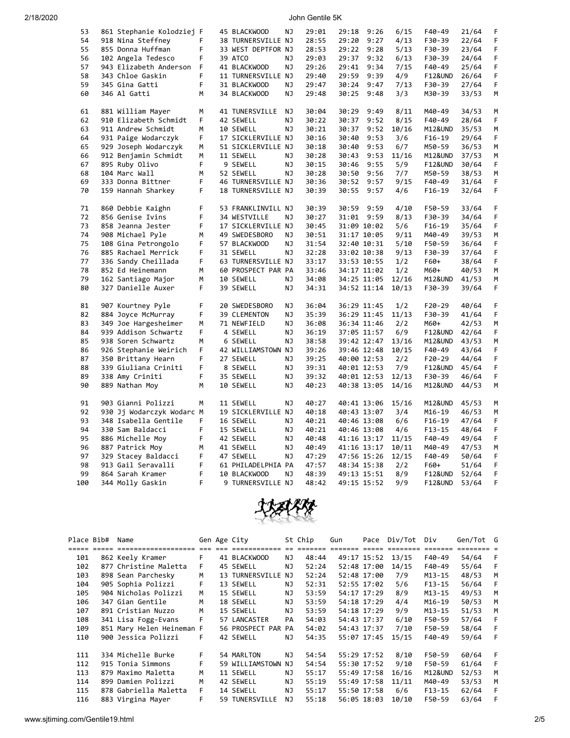| Place | Bib# | Name | Gen | Age | City | St | Chip | Gun | Pace | Div/Tot | Div | Gen/Tot | G |
|---|---|---|---|---|---|---|---|---|---|---|---|---|---|
| 53 | 861 | Stephanie Kolodziej | F | 45 | BLACKWOOD | NJ | 29:01 | 29:18 | 9:26 | 6/15 | F40-49 | 21/64 | F |
| 54 | 918 | Nina Steffney | F | 38 | TURNERSVILLE | NJ | 28:55 | 29:20 | 9:27 | 4/13 | F30-39 | 22/64 | F |
| 55 | 855 | Donna Huffman | F | 33 | WEST DEPTFOR | NJ | 28:53 | 29:22 | 9:28 | 5/13 | F30-39 | 23/64 | F |
| 56 | 102 | Angela Tedesco | F | 39 | ATCO | NJ | 29:03 | 29:37 | 9:32 | 6/13 | F30-39 | 24/64 | F |
| 57 | 943 | Elizabeth Anderson | F | 41 | BLACKWOOD | NJ | 29:26 | 29:41 | 9:34 | 7/15 | F40-49 | 25/64 | F |
| 58 | 343 | Chloe Gaskin | F | 11 | TURNERSVILLE | NJ | 29:40 | 29:59 | 9:39 | 4/9 | F12&UND | 26/64 | F |
| 59 | 345 | Gina Gatti | F | 31 | BLACKWOOD | NJ | 29:47 | 30:24 | 9:47 | 7/13 | F30-39 | 27/64 | F |
| 60 | 346 | Al Gatti | M | 34 | BLACKWOOD | NJ | 29:48 | 30:25 | 9:48 | 3/3 | M30-39 | 33/53 | M |
| 61 | 881 | William Mayer | M | 41 | TUNERSVILLE | NJ | 30:04 | 30:29 | 9:49 | 8/11 | M40-49 | 34/53 | M |
| 62 | 910 | Elizabeth Schmidt | F | 42 | SEWELL | NJ | 30:22 | 30:37 | 9:52 | 8/15 | F40-49 | 28/64 | F |
| 63 | 911 | Andrew Schmidt | M | 10 | SEWELL | NJ | 30:21 | 30:37 | 9:52 | 10/16 | M12&UND | 35/53 | M |
| 64 | 931 | Paige Wodarczyk | F | 17 | SICKLERVILLE | NJ | 30:16 | 30:40 | 9:53 | 3/6 | F16-19 | 29/64 | F |
| 65 | 929 | Joseph Wodarczyk | M | 51 | SICKLERVILLE | NJ | 30:18 | 30:40 | 9:53 | 6/7 | M50-59 | 36/53 | M |
| 66 | 912 | Benjamin Schmidt | M | 11 | SEWELL | NJ | 30:28 | 30:43 | 9:53 | 11/16 | M12&UND | 37/53 | M |
| 67 | 895 | Ruby Olivo | F | 9 | SEWELL | NJ | 30:15 | 30:46 | 9:55 | 5/9 | F12&UND | 30/64 | F |
| 68 | 104 | Marc Wall | M | 52 | SEWELL | NJ | 30:28 | 30:50 | 9:56 | 7/7 | M50-59 | 38/53 | M |
| 69 | 333 | Donna Bittner | F | 46 | TURNERSVILLE | NJ | 30:36 | 30:52 | 9:57 | 9/15 | F40-49 | 31/64 | F |
| 70 | 159 | Hannah Sharkey | F | 18 | TURNERSVILLE | NJ | 30:39 | 30:55 | 9:57 | 4/6 | F16-19 | 32/64 | F |
| 71 | 860 | Debbie Kaighn | F | 53 | FRANKLINVILL | NJ | 30:39 | 30:59 | 9:59 | 4/10 | F50-59 | 33/64 | F |
| 72 | 856 | Genise Ivins | F | 34 | WESTVILLE | NJ | 30:27 | 31:01 | 9:59 | 8/13 | F30-39 | 34/64 | F |
| 73 | 858 | Jeanna Jester | F | 17 | SICKLERVILLE | NJ | 30:45 | 31:09 | 10:02 | 5/6 | F16-19 | 35/64 | F |
| 74 | 908 | Michael Pyle | M | 49 | SWEDESBORO | NJ | 30:51 | 31:17 | 10:05 | 9/11 | M40-49 | 39/53 | M |
| 75 | 108 | Gina Petrongolo | F | 57 | BLACKWOOD | NJ | 31:54 | 32:40 | 10:31 | 5/10 | F50-59 | 36/64 | F |
| 76 | 885 | Rachael Merrick | F | 31 | SEWELL | NJ | 32:28 | 33:02 | 10:38 | 9/13 | F30-39 | 37/64 | F |
| 77 | 336 | Sandy Cheillada | F | 63 | TURNERSVILLE | NJ | 33:17 | 33:53 | 10:55 | 1/2 | F60+ | 38/64 | F |
| 78 | 852 | Ed Heinemann | M | 60 | PROSPECT PAR | PA | 33:46 | 34:17 | 11:02 | 1/2 | M60+ | 40/53 | M |
| 79 | 162 | Santiago Major | M | 10 | SEWELL | NJ | 34:08 | 34:25 | 11:05 | 12/16 | M12&UND | 41/53 | M |
| 80 | 327 | Danielle Auxer | F | 39 | SEWELL | NJ | 34:31 | 34:52 | 11:14 | 10/13 | F30-39 | 39/64 | F |
| 81 | 907 | Kourtney Pyle | F | 20 | SWEDESBORO | NJ | 36:04 | 36:29 | 11:45 | 1/2 | F20-29 | 40/64 | F |
| 82 | 884 | Joyce McMurray | F | 39 | CLEMENTON | NJ | 35:39 | 36:29 | 11:45 | 11/13 | F30-39 | 41/64 | F |
| 83 | 349 | Joe Hargesheimer | M | 71 | NEWFIELD | NJ | 36:08 | 36:34 | 11:46 | 2/2 | M60+ | 42/53 | M |
| 84 | 939 | Addison Schwartz | F | 4 | SEWELL | NJ | 36:19 | 37:05 | 11:57 | 6/9 | F12&UND | 42/64 | F |
| 85 | 938 | Soren Schwartz | M | 6 | SEWELL | NJ | 38:58 | 39:42 | 12:47 | 13/16 | M12&UND | 43/53 | M |
| 86 | 926 | Stephanie Weirich | F | 42 | WILLIAMSTOWN | NJ | 39:26 | 39:46 | 12:48 | 10/15 | F40-49 | 43/64 | F |
| 87 | 350 | Brittany Hearn | F | 27 | SEWELL | NJ | 39:25 | 40:00 | 12:53 | 2/2 | F20-29 | 44/64 | F |
| 88 | 339 | Giuliana Criniti | F | 8 | SEWELL | NJ | 39:31 | 40:01 | 12:53 | 7/9 | F12&UND | 45/64 | F |
| 89 | 338 | Amy Criniti | F | 35 | SEWELL | NJ | 39:32 | 40:01 | 12:53 | 12/13 | F30-39 | 46/64 | F |
| 90 | 889 | Nathan Moy | M | 10 | SEWELL | NJ | 40:23 | 40:38 | 13:05 | 14/16 | M12&UND | 44/53 | M |
| 91 | 903 | Gianni Polizzi | M | 11 | SEWELL | NJ | 40:27 | 40:41 | 13:06 | 15/16 | M12&UND | 45/53 | M |
| 92 | 930 | Jj Wodarczyk Wodarc | M | 19 | SICKLERVILLE | NJ | 40:18 | 40:43 | 13:07 | 3/4 | M16-19 | 46/53 | M |
| 93 | 348 | Isabella Gentile | F | 16 | SEWELL | NJ | 40:21 | 40:46 | 13:08 | 6/6 | F16-19 | 47/64 | F |
| 94 | 330 | Sam Baldacci | F | 15 | SEWELL | NJ | 40:21 | 40:46 | 13:08 | 4/6 | F13-15 | 48/64 | F |
| 95 | 886 | Michelle Moy | F | 42 | SEWELL | NJ | 40:48 | 41:16 | 13:17 | 11/15 | F40-49 | 49/64 | F |
| 96 | 887 | Patrick Moy | M | 41 | SEWELL | NJ | 40:49 | 41:16 | 13:17 | 10/11 | M40-49 | 47/53 | M |
| 97 | 329 | Stacey Baldacci | F | 47 | SEWELL | NJ | 47:29 | 47:56 | 15:26 | 12/15 | F40-49 | 50/64 | F |
| 98 | 913 | Gail Seravalli | F | 61 | PHILADELPHIA | PA | 47:57 | 48:34 | 15:38 | 2/2 | F60+ | 51/64 | F |
| 99 | 864 | Sarah Kramer | F | 10 | BLACKWOOD | NJ | 48:39 | 49:13 | 15:51 | 8/9 | F12&UND | 52/64 | F |
| 100 | 344 | Molly Gaskin | F | 9 | TURNERSVILLE | NJ | 48:42 | 49:15 | 15:52 | 9/9 | F12&UND | 53/64 | F |

| Place | Bib# | Name | Gen | Age | City | St | Chip | Gun | Pace | Div/Tot | Div | Gen/Tot | G |
|---|---|---|---|---|---|---|---|---|---|---|---|---|---|
| 101 | 862 | Keely Kramer | F | 41 | BLACKWOOD | NJ | 48:44 | 49:17 | 15:52 | 13/15 | F40-49 | 54/64 | F |
| 102 | 877 | Christine Maletta | F | 45 | SEWELL | NJ | 52:24 | 52:48 | 17:00 | 14/15 | F40-49 | 55/64 | F |
| 103 | 898 | Sean Parchesky | M | 13 | TURNERSVILLE | NJ | 52:24 | 52:48 | 17:00 | 7/9 | M13-15 | 48/53 | M |
| 104 | 905 | Sophia Polizzi | F | 13 | SEWELL | NJ | 52:31 | 52:55 | 17:02 | 5/6 | F13-15 | 56/64 | F |
| 105 | 904 | Nicholas Polizzi | M | 15 | SEWELL | NJ | 53:59 | 54:17 | 17:29 | 8/9 | M13-15 | 49/53 | M |
| 106 | 347 | Gian Gentile | M | 18 | SEWELL | NJ | 53:59 | 54:18 | 17:29 | 4/4 | M16-19 | 50/53 | M |
| 107 | 891 | Cristian Nuzzo | M | 15 | SEWELL | NJ | 53:59 | 54:18 | 17:29 | 9/9 | M13-15 | 51/53 | M |
| 108 | 341 | Lisa Fogg-Evans | F | 57 | LANCASTER | PA | 54:03 | 54:43 | 17:37 | 6/10 | F50-59 | 57/64 | F |
| 109 | 851 | Mary Helen Heineman | F | 56 | PROSPECT PAR | PA | 54:02 | 54:43 | 17:37 | 7/10 | F50-59 | 58/64 | F |
| 110 | 900 | Jessica Polizzi | F | 42 | SEWELL | NJ | 54:35 | 55:07 | 17:45 | 15/15 | F40-49 | 59/64 | F |
| 111 | 334 | Michelle Burke | F | 54 | MARLTON | NJ | 54:54 | 55:29 | 17:52 | 8/10 | F50-59 | 60/64 | F |
| 112 | 915 | Tonia Simmons | F | 59 | WILLIAMSTOWN | NJ | 54:54 | 55:30 | 17:52 | 9/10 | F50-59 | 61/64 | F |
| 113 | 879 | Maximo Maletta | M | 11 | SEWELL | NJ | 55:17 | 55:49 | 17:58 | 16/16 | M12&UND | 52/53 | M |
| 114 | 899 | Damien Polizzi | M | 42 | SEWELL | NJ | 55:19 | 55:49 | 17:58 | 11/11 | M40-49 | 53/53 | M |
| 115 | 878 | Gabriella Maletta | F | 14 | SEWELL | NJ | 55:17 | 55:50 | 17:58 | 6/6 | F13-15 | 62/64 | F |
| 116 | 883 | Virgina Mayer | F | 59 | TUNERSVILLE | NJ | 55:18 | 56:05 | 18:03 | 10/10 | F50-59 | 63/64 | F |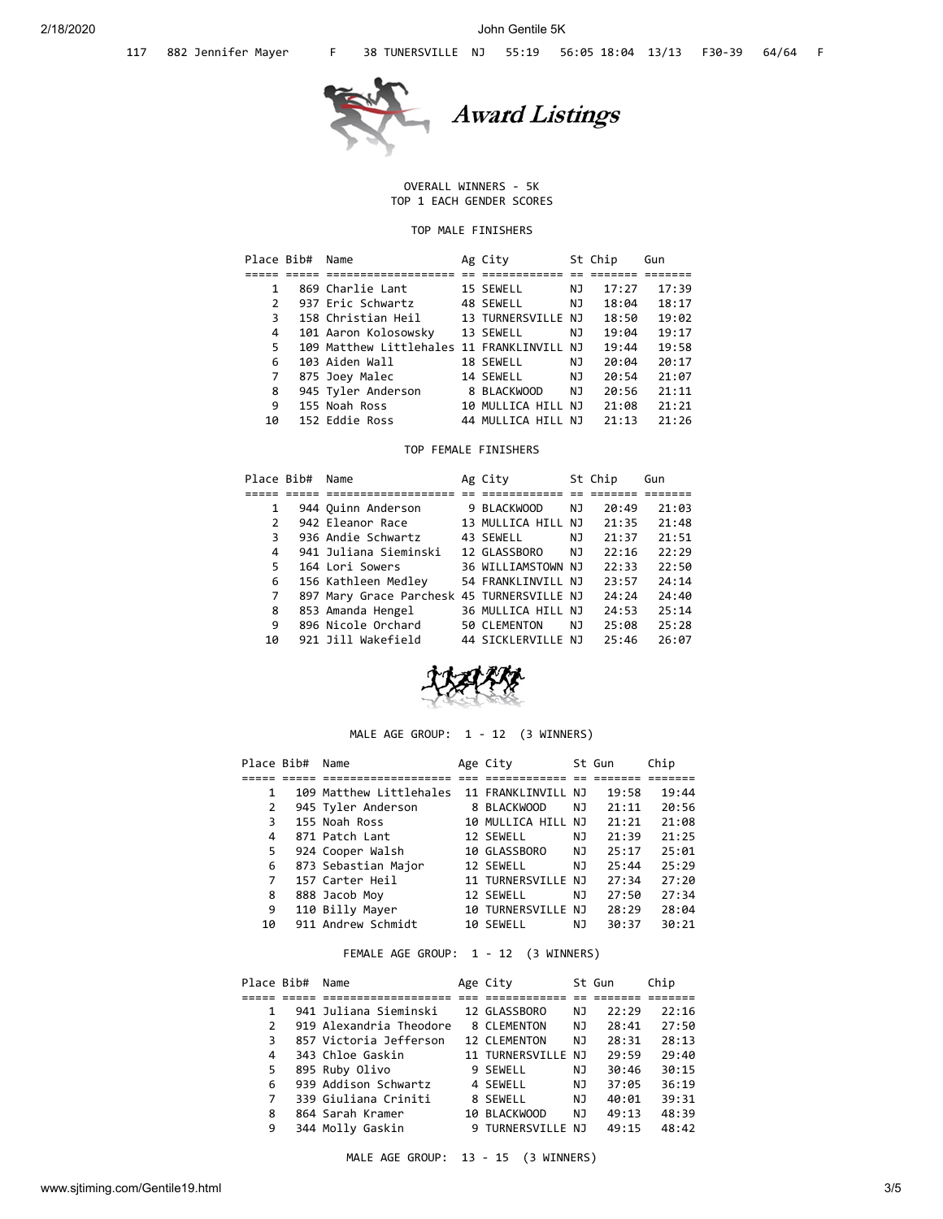| 117 | 882 Jennifer Mayer | F | 38 TUNERSVILLE | NJ | 55:19 | 56:05 18:04 | 13/13 | F30-39 | 64/64 | F |
|---|---|---|---|---|---|---|---|---|---|---|

# Award Listings

OVERALL WINNERS - 5K
TOP 1 EACH GENDER SCORES

### TOP MALE FINISHERS

| Place | Bib# | Name | Ag | City | St | Chip | Gun |
|---|---|---|---|---|---|---|---|
| 1 | 869 | Charlie Lant | 15 | SEWELL | NJ | 17:27 | 17:39 |
| 2 | 937 | Eric Schwartz | 48 | SEWELL | NJ | 18:04 | 18:17 |
| 3 | 158 | Christian Heil | 13 | TURNERSVILLE | NJ | 18:50 | 19:02 |
| 4 | 101 | Aaron Kolosowsky | 13 | SEWELL | NJ | 19:04 | 19:17 |
| 5 | 109 | Matthew Littlehales | 11 | FRANKLINVILL | NJ | 19:44 | 19:58 |
| 6 | 103 | Aiden Wall | 18 | SEWELL | NJ | 20:04 | 20:17 |
| 7 | 875 | Joey Malec | 14 | SEWELL | NJ | 20:54 | 21:07 |
| 8 | 945 | Tyler Anderson | 8 | BLACKWOOD | NJ | 20:56 | 21:11 |
| 9 | 155 | Noah Ross | 10 | MULLICA HILL | NJ | 21:08 | 21:21 |
| 10 | 152 | Eddie Ross | 44 | MULLICA HILL | NJ | 21:13 | 21:26 |

### TOP FEMALE FINISHERS

| Place | Bib# | Name | Ag | City | St | Chip | Gun |
|---|---|---|---|---|---|---|---|
| 1 | 944 | Quinn Anderson | 9 | BLACKWOOD | NJ | 20:49 | 21:03 |
| 2 | 942 | Eleanor Race | 13 | MULLICA HILL | NJ | 21:35 | 21:48 |
| 3 | 936 | Andie Schwartz | 43 | SEWELL | NJ | 21:37 | 21:51 |
| 4 | 941 | Juliana Sieminski | 12 | GLASSBORO | NJ | 22:16 | 22:29 |
| 5 | 164 | Lori Sowers | 36 | WILLIAMSTOWN | NJ | 22:33 | 22:50 |
| 6 | 156 | Kathleen Medley | 54 | FRANKLINVILL | NJ | 23:57 | 24:14 |
| 7 | 897 | Mary Grace Parchesk | 45 | TURNERSVILLE | NJ | 24:24 | 24:40 |
| 8 | 853 | Amanda Hengel | 36 | MULLICA HILL | NJ | 24:53 | 25:14 |
| 9 | 896 | Nicole Orchard | 50 | CLEMENTON | NJ | 25:08 | 25:28 |
| 10 | 921 | Jill Wakefield | 44 | SICKLERVILLE | NJ | 25:46 | 26:07 |

### MALE AGE GROUP: 1 - 12 (3 WINNERS)

| Place | Bib# | Name | Age | City | St | Gun | Chip |
|---|---|---|---|---|---|---|---|
| 1 | 109 | Matthew Littlehales | 11 | FRANKLINVILL | NJ | 19:58 | 19:44 |
| 2 | 945 | Tyler Anderson | 8 | BLACKWOOD | NJ | 21:11 | 20:56 |
| 3 | 155 | Noah Ross | 10 | MULLICA HILL | NJ | 21:21 | 21:08 |
| 4 | 871 | Patch Lant | 12 | SEWELL | NJ | 21:39 | 21:25 |
| 5 | 924 | Cooper Walsh | 10 | GLASSBORO | NJ | 25:17 | 25:01 |
| 6 | 873 | Sebastian Major | 12 | SEWELL | NJ | 25:44 | 25:29 |
| 7 | 157 | Carter Heil | 11 | TURNERSVILLE | NJ | 27:34 | 27:20 |
| 8 | 888 | Jacob Moy | 12 | SEWELL | NJ | 27:50 | 27:34 |
| 9 | 110 | Billy Mayer | 10 | TURNERSVILLE | NJ | 28:29 | 28:04 |
| 10 | 911 | Andrew Schmidt | 10 | SEWELL | NJ | 30:37 | 30:21 |

### FEMALE AGE GROUP: 1 - 12 (3 WINNERS)

| Place | Bib# | Name | Age | City | St | Gun | Chip |
|---|---|---|---|---|---|---|---|
| 1 | 941 | Juliana Sieminski | 12 | GLASSBORO | NJ | 22:29 | 22:16 |
| 2 | 919 | Alexandria Theodore | 8 | CLEMENTON | NJ | 28:41 | 27:50 |
| 3 | 857 | Victoria Jefferson | 12 | CLEMENTON | NJ | 28:31 | 28:13 |
| 4 | 343 | Chloe Gaskin | 11 | TURNERSVILLE | NJ | 29:59 | 29:40 |
| 5 | 895 | Ruby Olivo | 9 | SEWELL | NJ | 30:46 | 30:15 |
| 6 | 939 | Addison Schwartz | 4 | SEWELL | NJ | 37:05 | 36:19 |
| 7 | 339 | Giuliana Criniti | 8 | SEWELL | NJ | 40:01 | 39:31 |
| 8 | 864 | Sarah Kramer | 10 | BLACKWOOD | NJ | 49:13 | 48:39 |
| 9 | 344 | Molly Gaskin | 9 | TURNERSVILLE | NJ | 49:15 | 48:42 |

### MALE AGE GROUP: 13 - 15 (3 WINNERS)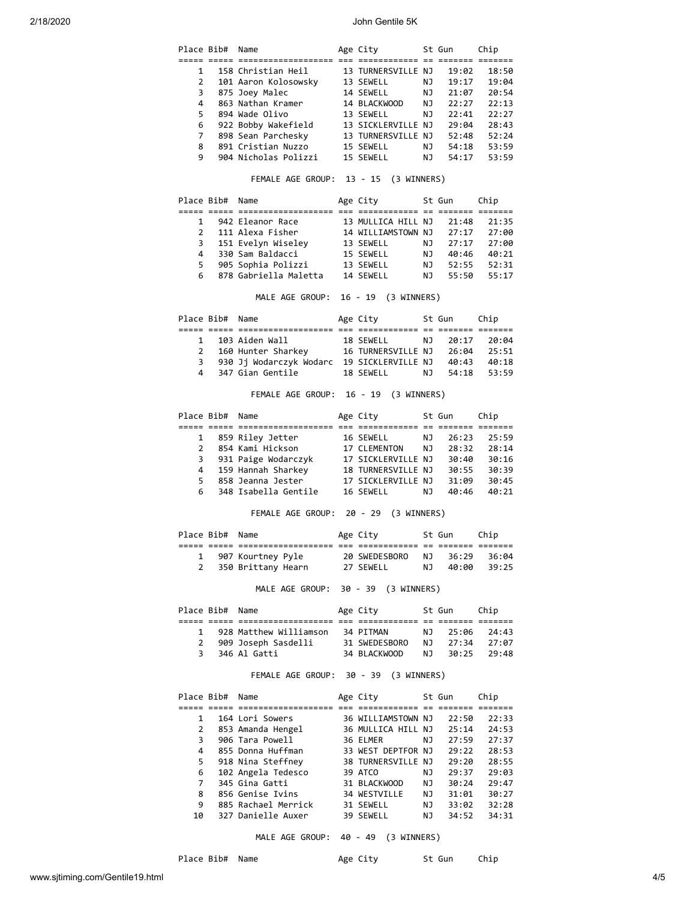| Place | Bib# | Name | Age | City | St | Gun | Chip |
|---|---|---|---|---|---|---|---|
| 1 | 158 | Christian Heil | 13 | TURNERSVILLE | NJ | 19:02 | 18:50 |
| 2 | 101 | Aaron Kolosowsky | 13 | SEWELL | NJ | 19:17 | 19:04 |
| 3 | 875 | Joey Malec | 14 | SEWELL | NJ | 21:07 | 20:54 |
| 4 | 863 | Nathan Kramer | 14 | BLACKWOOD | NJ | 22:27 | 22:13 |
| 5 | 894 | Wade Olivo | 13 | SEWELL | NJ | 22:41 | 22:27 |
| 6 | 922 | Bobby Wakefield | 13 | SICKLERVILLE | NJ | 29:04 | 28:43 |
| 7 | 898 | Sean Parchesky | 13 | TURNERSVILLE | NJ | 52:48 | 52:24 |
| 8 | 891 | Cristian Nuzzo | 15 | SEWELL | NJ | 54:18 | 53:59 |
| 9 | 904 | Nicholas Polizzi | 15 | SEWELL | NJ | 54:17 | 53:59 |

FEMALE AGE GROUP: 13 - 15 (3 WINNERS)

| Place | Bib# | Name | Age | City | St | Gun | Chip |
|---|---|---|---|---|---|---|---|
| 1 | 942 | Eleanor Race | 13 | MULLICA HILL | NJ | 21:48 | 21:35 |
| 2 | 111 | Alexa Fisher | 14 | WILLIAMSTOWN | NJ | 27:17 | 27:00 |
| 3 | 151 | Evelyn Wiseley | 13 | SEWELL | NJ | 27:17 | 27:00 |
| 4 | 330 | Sam Baldacci | 15 | SEWELL | NJ | 40:46 | 40:21 |
| 5 | 905 | Sophia Polizzi | 13 | SEWELL | NJ | 52:55 | 52:31 |
| 6 | 878 | Gabriella Maletta | 14 | SEWELL | NJ | 55:50 | 55:17 |

MALE AGE GROUP: 16 - 19 (3 WINNERS)

| Place | Bib# | Name | Age | City | St | Gun | Chip |
|---|---|---|---|---|---|---|---|
| 1 | 103 | Aiden Wall | 18 | SEWELL | NJ | 20:17 | 20:04 |
| 2 | 160 | Hunter Sharkey | 16 | TURNERSVILLE | NJ | 26:04 | 25:51 |
| 3 | 930 | Jj Wodarczyk Wodarc | 19 | SICKLERVILLE | NJ | 40:43 | 40:18 |
| 4 | 347 | Gian Gentile | 18 | SEWELL | NJ | 54:18 | 53:59 |

FEMALE AGE GROUP: 16 - 19 (3 WINNERS)

| Place | Bib# | Name | Age | City | St | Gun | Chip |
|---|---|---|---|---|---|---|---|
| 1 | 859 | Riley Jetter | 16 | SEWELL | NJ | 26:23 | 25:59 |
| 2 | 854 | Kami Hickson | 17 | CLEMENTON | NJ | 28:32 | 28:14 |
| 3 | 931 | Paige Wodarczyk | 17 | SICKLERVILLE | NJ | 30:40 | 30:16 |
| 4 | 159 | Hannah Sharkey | 18 | TURNERSVILLE | NJ | 30:55 | 30:39 |
| 5 | 858 | Jeanna Jester | 17 | SICKLERVILLE | NJ | 31:09 | 30:45 |
| 6 | 348 | Isabella Gentile | 16 | SEWELL | NJ | 40:46 | 40:21 |

FEMALE AGE GROUP: 20 - 29 (3 WINNERS)

| Place | Bib# | Name | Age | City | St | Gun | Chip |
|---|---|---|---|---|---|---|---|
| 1 | 907 | Kourtney Pyle | 20 | SWEDESBORO | NJ | 36:29 | 36:04 |
| 2 | 350 | Brittany Hearn | 27 | SEWELL | NJ | 40:00 | 39:25 |

MALE AGE GROUP: 30 - 39 (3 WINNERS)

| Place | Bib# | Name | Age | City | St | Gun | Chip |
|---|---|---|---|---|---|---|---|
| 1 | 928 | Matthew Williamson | 34 | PITMAN | NJ | 25:06 | 24:43 |
| 2 | 909 | Joseph Sasdelli | 31 | SWEDESBORO | NJ | 27:34 | 27:07 |
| 3 | 346 | Al Gatti | 34 | BLACKWOOD | NJ | 30:25 | 29:48 |

FEMALE AGE GROUP: 30 - 39 (3 WINNERS)

| Place | Bib# | Name | Age | City | St | Gun | Chip |
|---|---|---|---|---|---|---|---|
| 1 | 164 | Lori Sowers | 36 | WILLIAMSTOWN | NJ | 22:50 | 22:33 |
| 2 | 853 | Amanda Hengel | 36 | MULLICA HILL | NJ | 25:14 | 24:53 |
| 3 | 906 | Tara Powell | 36 | ELMER | NJ | 27:59 | 27:37 |
| 4 | 855 | Donna Huffman | 33 | WEST DEPTFOR | NJ | 29:22 | 28:53 |
| 5 | 918 | Nina Steffney | 38 | TURNERSVILLE | NJ | 29:20 | 28:55 |
| 6 | 102 | Angela Tedesco | 39 | ATCO | NJ | 29:37 | 29:03 |
| 7 | 345 | Gina Gatti | 31 | BLACKWOOD | NJ | 30:24 | 29:47 |
| 8 | 856 | Genise Ivins | 34 | WESTVILLE | NJ | 31:01 | 30:27 |
| 9 | 885 | Rachael Merrick | 31 | SEWELL | NJ | 33:02 | 32:28 |
| 10 | 327 | Danielle Auxer | 39 | SEWELL | NJ | 34:52 | 34:31 |

MALE AGE GROUP: 40 - 49 (3 WINNERS)

| Place | Bib# | Name | Age | City | St | Gun | Chip |
|---|---|---|---|---|---|---|---|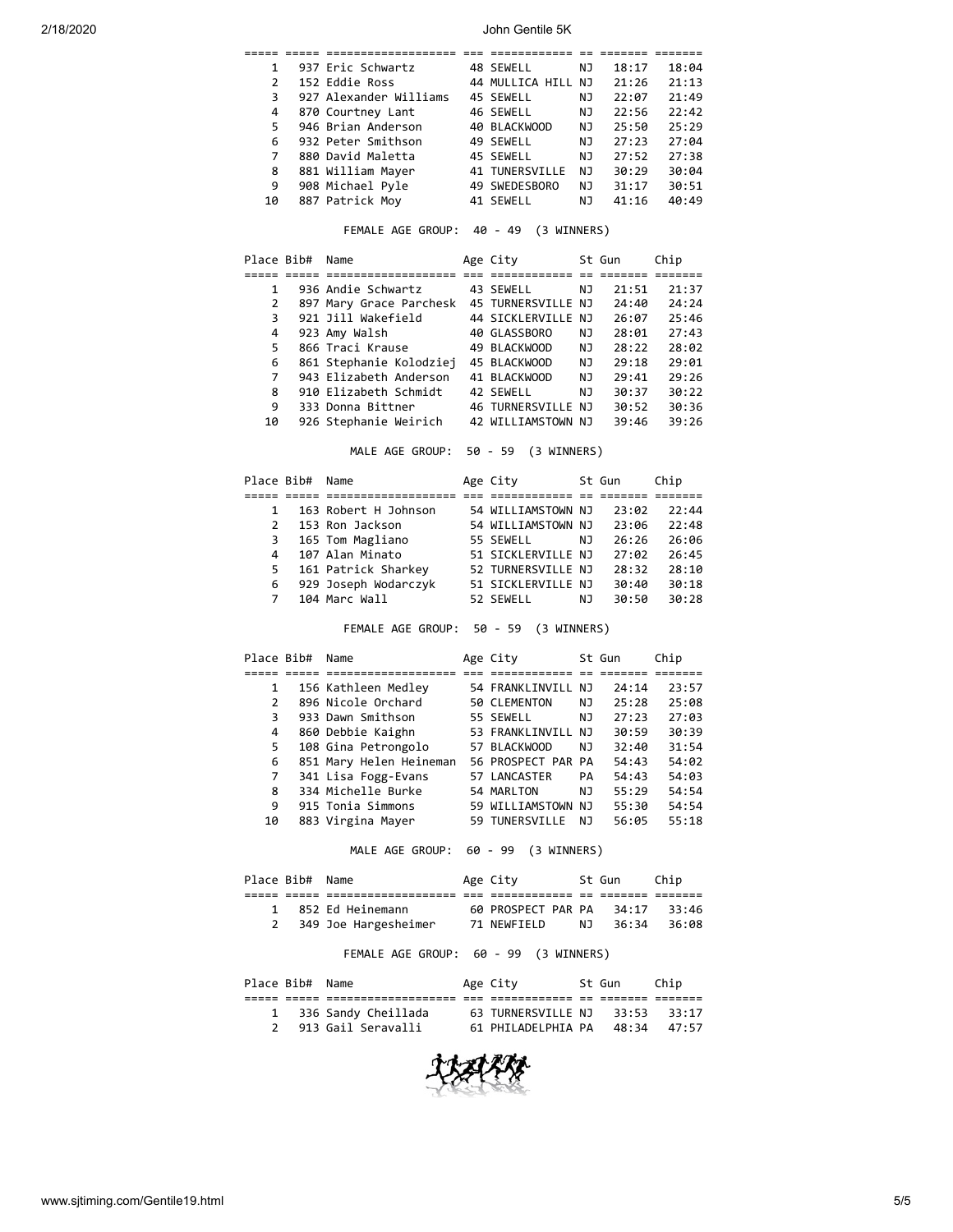| Place | Bib# | Name | Age | City | St | Gun | Chip |
|---|---|---|---|---|---|---|---|
| 1 | 937 | Eric Schwartz | 48 | SEWELL | NJ | 18:17 | 18:04 |
| 2 | 152 | Eddie Ross | 44 | MULLICA HILL | NJ | 21:26 | 21:13 |
| 3 | 927 | Alexander Williams | 45 | SEWELL | NJ | 22:07 | 21:49 |
| 4 | 870 | Courtney Lant | 46 | SEWELL | NJ | 22:56 | 22:42 |
| 5 | 946 | Brian Anderson | 40 | BLACKWOOD | NJ | 25:50 | 25:29 |
| 6 | 932 | Peter Smithson | 49 | SEWELL | NJ | 27:23 | 27:04 |
| 7 | 880 | David Maletta | 45 | SEWELL | NJ | 27:52 | 27:38 |
| 8 | 881 | William Mayer | 41 | TUNERSVILLE | NJ | 30:29 | 30:04 |
| 9 | 908 | Michael Pyle | 49 | SWEDESBORO | NJ | 31:17 | 30:51 |
| 10 | 887 | Patrick Moy | 41 | SEWELL | NJ | 41:16 | 40:49 |

FEMALE AGE GROUP: 40 - 49 (3 WINNERS)

| Place | Bib# | Name | Age | City | St | Gun | Chip |
|---|---|---|---|---|---|---|---|
| 1 | 936 | Andie Schwartz | 43 | SEWELL | NJ | 21:51 | 21:37 |
| 2 | 897 | Mary Grace Parchesk | 45 | TURNERSVILLE | NJ | 24:40 | 24:24 |
| 3 | 921 | Jill Wakefield | 44 | SICKLERVILLE | NJ | 26:07 | 25:46 |
| 4 | 923 | Amy Walsh | 40 | GLASSBORO | NJ | 28:01 | 27:43 |
| 5 | 866 | Traci Krause | 49 | BLACKWOOD | NJ | 28:22 | 28:02 |
| 6 | 861 | Stephanie Kolodziej | 45 | BLACKWOOD | NJ | 29:18 | 29:01 |
| 7 | 943 | Elizabeth Anderson | 41 | BLACKWOOD | NJ | 29:41 | 29:26 |
| 8 | 910 | Elizabeth Schmidt | 42 | SEWELL | NJ | 30:37 | 30:22 |
| 9 | 333 | Donna Bittner | 46 | TURNERSVILLE | NJ | 30:52 | 30:36 |
| 10 | 926 | Stephanie Weirich | 42 | WILLIAMSTOWN | NJ | 39:46 | 39:26 |

MALE AGE GROUP: 50 - 59 (3 WINNERS)

| Place | Bib# | Name | Age | City | St | Gun | Chip |
|---|---|---|---|---|---|---|---|
| 1 | 163 | Robert H Johnson | 54 | WILLIAMSTOWN | NJ | 23:02 | 22:44 |
| 2 | 153 | Ron Jackson | 54 | WILLIAMSTOWN | NJ | 23:06 | 22:48 |
| 3 | 165 | Tom Magliano | 55 | SEWELL | NJ | 26:26 | 26:06 |
| 4 | 107 | Alan Minato | 51 | SICKLERVILLE | NJ | 27:02 | 26:45 |
| 5 | 161 | Patrick Sharkey | 52 | TURNERSVILLE | NJ | 28:32 | 28:10 |
| 6 | 929 | Joseph Wodarczyk | 51 | SICKLERVILLE | NJ | 30:40 | 30:18 |
| 7 | 104 | Marc Wall | 52 | SEWELL | NJ | 30:50 | 30:28 |

FEMALE AGE GROUP: 50 - 59 (3 WINNERS)

| Place | Bib# | Name | Age | City | St | Gun | Chip |
|---|---|---|---|---|---|---|---|
| 1 | 156 | Kathleen Medley | 54 | FRANKLINVILL | NJ | 24:14 | 23:57 |
| 2 | 896 | Nicole Orchard | 50 | CLEMENTON | NJ | 25:28 | 25:08 |
| 3 | 933 | Dawn Smithson | 55 | SEWELL | NJ | 27:23 | 27:03 |
| 4 | 860 | Debbie Kaighn | 53 | FRANKLINVILL | NJ | 30:59 | 30:39 |
| 5 | 108 | Gina Petrongolo | 57 | BLACKWOOD | NJ | 32:40 | 31:54 |
| 6 | 851 | Mary Helen Heineman | 56 | PROSPECT PAR | PA | 54:43 | 54:02 |
| 7 | 341 | Lisa Fogg-Evans | 57 | LANCASTER | PA | 54:43 | 54:03 |
| 8 | 334 | Michelle Burke | 54 | MARLTON | NJ | 55:29 | 54:54 |
| 9 | 915 | Tonia Simmons | 59 | WILLIAMSTOWN | NJ | 55:30 | 54:54 |
| 10 | 883 | Virgina Mayer | 59 | TUNERSVILLE | NJ | 56:05 | 55:18 |

MALE AGE GROUP: 60 - 99 (3 WINNERS)

| Place | Bib# | Name | Age | City | St | Gun | Chip |
|---|---|---|---|---|---|---|---|
| 1 | 852 | Ed Heinemann | 60 | PROSPECT PAR | PA | 34:17 | 33:46 |
| 2 | 349 | Joe Hargesheimer | 71 | NEWFIELD | NJ | 36:34 | 36:08 |

FEMALE AGE GROUP: 60 - 99 (3 WINNERS)

| Place | Bib# | Name | Age | City | St | Gun | Chip |
|---|---|---|---|---|---|---|---|
| 1 | 336 | Sandy Cheillada | 63 | TURNERSVILLE | NJ | 33:53 | 33:17 |
| 2 | 913 | Gail Seravalli | 61 | PHILADELPHIA | PA | 48:34 | 47:57 |